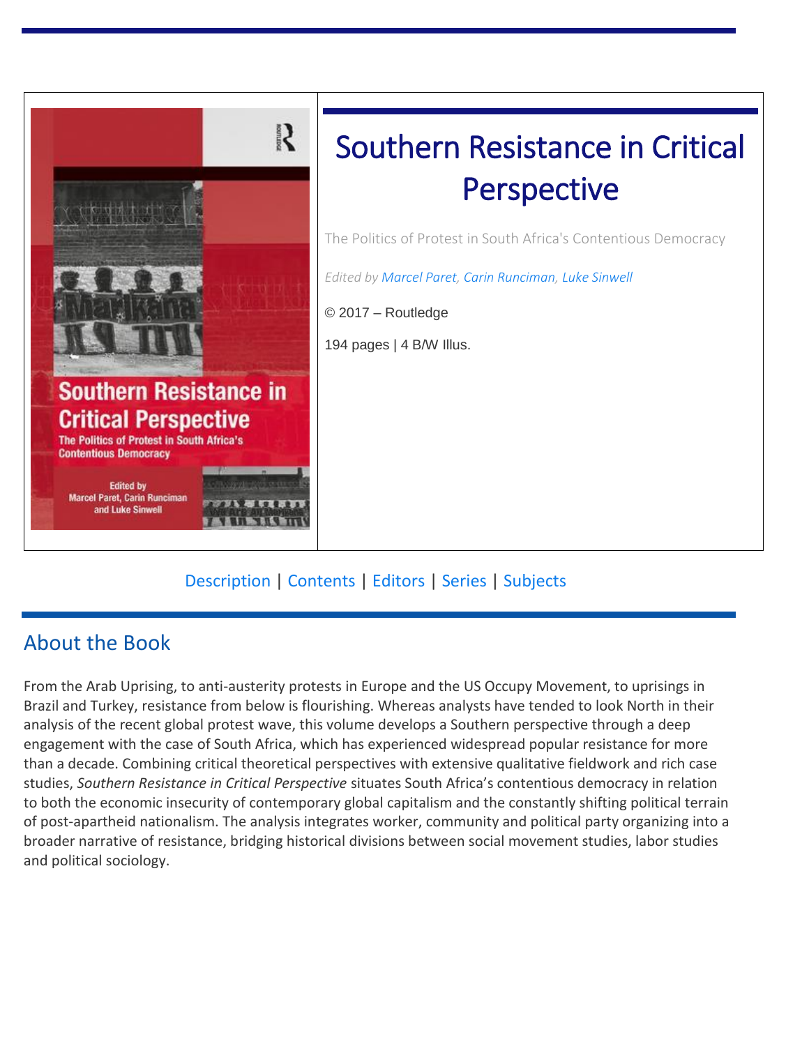# Southern Resistance in Critical Perspective

The Politics of Protest in South Africa's Contentious Democracy

*Edited by Marcel Paret, Carin Runciman, Luke Sinwell*

© 2017 – Routledge

194 pages | 4 B/W Illus.

Description | Contents | Editors | Series | Subjects

## About the Book

From the Arab Uprising, to anti-austerity protests in Europe and the US Occupy Movement, to uprisings in Brazil and Turkey, resistance from below is flourishing. Whereas analysts have tended to look North in their analysis of the recent global protest wave, this volume develops a Southern perspective through a deep engagement with the case of South Africa, which has experienced widespread popular resistance for more than a decade. Combining critical theoretical perspectives with extensive qualitative fieldwork and rich case studies, *Southern Resistance in Critical Perspective* situates South Africa's contentious democracy in relation to both the economic insecurity of contemporary global capitalism and the constantly shifting political terrain of post-apartheid nationalism. The analysis integrates worker, community and political party organizing into a broader narrative of resistance, bridging historical divisions between social movement studies, labor studies and political sociology.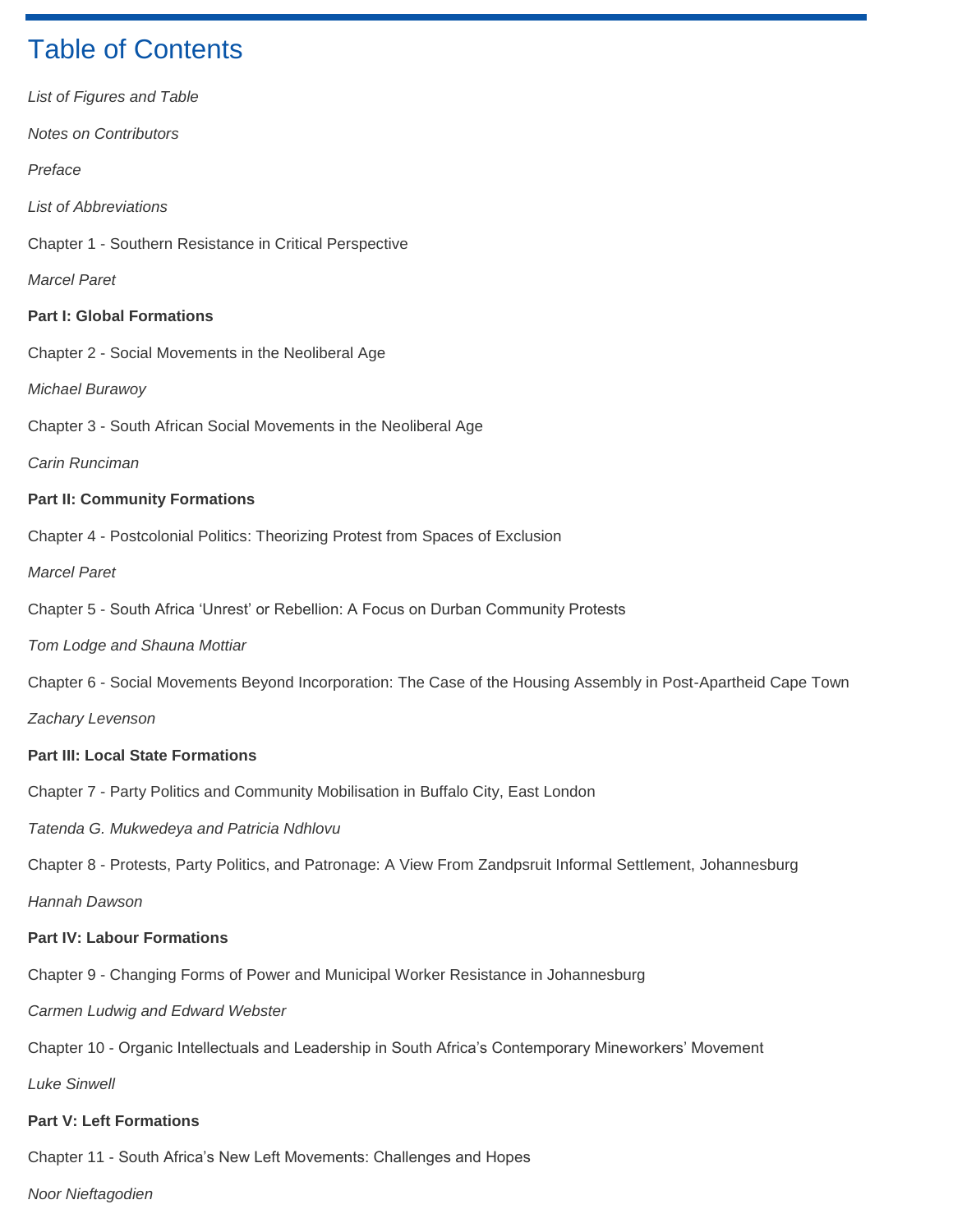# Table of Contents

*List of Figures and Table*

*Notes on Contributors*

*Preface*

*List of Abbreviations*

Chapter 1 - Southern Resistance in Critical Perspective

*Marcel Paret*

**Part I: Global Formations**

Chapter 2 - Social Movements in the Neoliberal Age

*Michael Burawoy*

Chapter 3 - South African Social Movements in the Neoliberal Age

*Carin Runciman*

**Part II: Community Formations**

Chapter 4 - Postcolonial Politics: Theorizing Protest from Spaces of Exclusion

*Marcel Paret*

Chapter 5 - South Africa 'Unrest' or Rebellion: A Focus on Durban Community Protests

*Tom Lodge and Shauna Mottiar*

Chapter 6 - Social Movements Beyond Incorporation: The Case of the Housing Assembly in Post-Apartheid Cape Town

*Zachary Levenson*

**Part III: Local State Formations**

Chapter 7 - Party Politics and Community Mobilisation in Buffalo City, East London

*Tatenda G. Mukwedeya and Patricia Ndhlovu*

Chapter 8 - Protests, Party Politics, and Patronage: A View From Zandpsruit Informal Settlement, Johannesburg

*Hannah Dawson*

**Part IV: Labour Formations**

Chapter 9 - Changing Forms of Power and Municipal Worker Resistance in Johannesburg

*Carmen Ludwig and Edward Webster*

Chapter 10 - Organic Intellectuals and Leadership in South Africa's Contemporary Mineworkers' Movement

*Luke Sinwell*

**Part V: Left Formations**

Chapter 11 - South Africa's New Left Movements: Challenges and Hopes

*Noor Nieftagodien*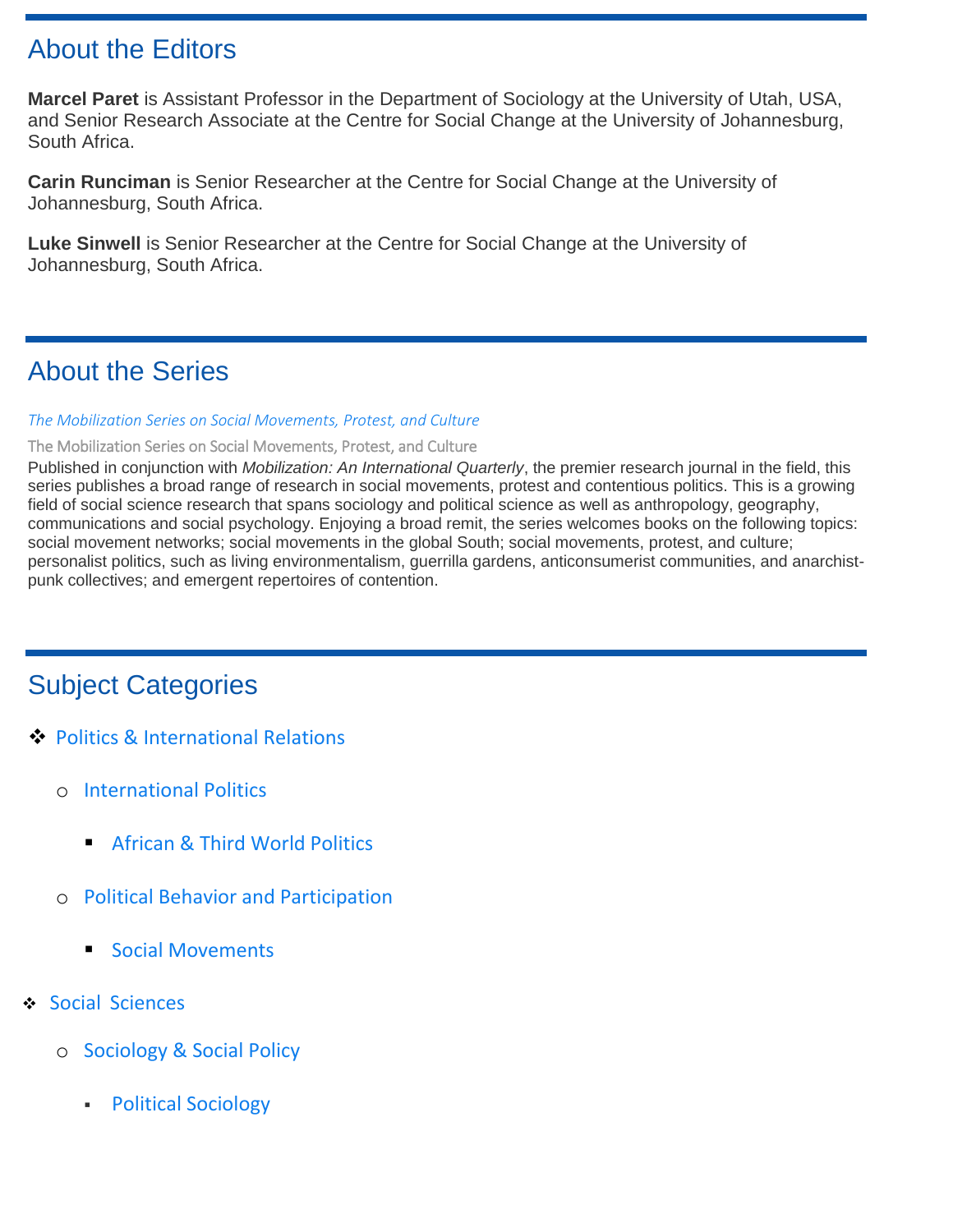## About the Editors

**Marcel Paret** is Assistant Professor in the Department of Sociology at the University of Utah, USA, and Senior Research Associate at the Centre for Social Change at the University of Johannesburg, South Africa.

**Carin Runciman** is Senior Researcher at the Centre for Social Change at the University of Johannesburg, South Africa.

**Luke Sinwell** is Senior Researcher at the Centre for Social Change at the University of Johannesburg, South Africa.

## About the Series

*The Mobilization Series on Social Movements, Protest, and Culture*

The Mobilization Series on Social Movements, Protest, and Culture

Published in conjunction with *Mobilization: An International Quarterly*, the premier research journal in the field, this series publishes a broad range of research in social movements, protest and contentious politics. This is a growing field of social science research that spans sociology and political science as well as anthropology, geography, communications and social psychology. Enjoying a broad remit, the series welcomes books on the following topics: social movement networks; social movements in the global South; social movements, protest, and culture; personalist politics, such as living environmentalism, guerrilla gardens, anticonsumerist communities, and anarchist-punk collectives; and emergent repertoires of contention.

## Subject Categories

- Politics & International Relations
  - International Politics
    - African & Third World Politics
  - Political Behavior and Participation
    - Social Movements
- Social Sciences
  - Sociology & Social Policy
    - Political Sociology